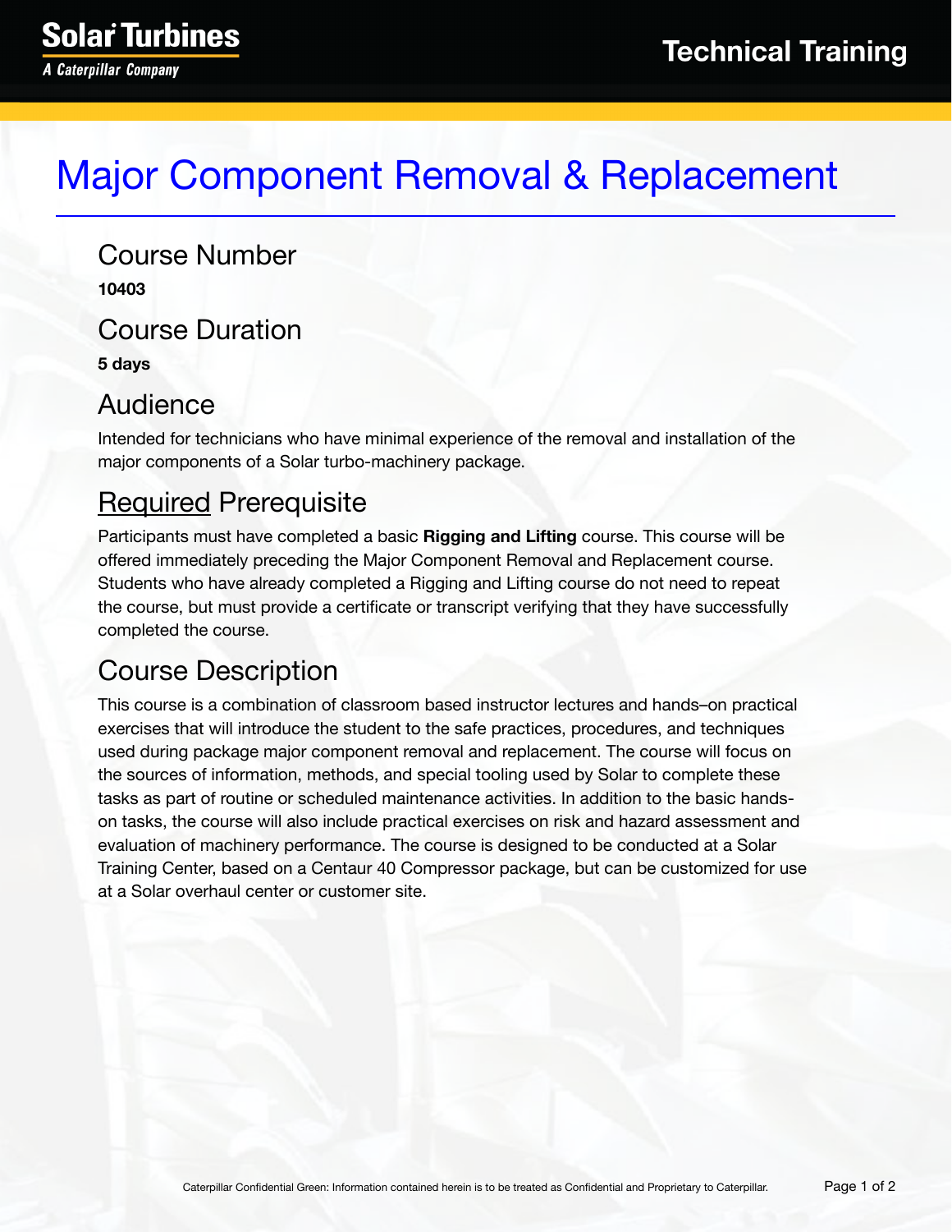# Major Component Removal & Replacement

## Course Number

**10403**

## Course Duration

**5 days**

## Audience

Intended for technicians who have minimal experience of the removal and installation of the major components of a Solar turbo-machinery package.

## Required Prerequisite

Participants must have completed a basic **Rigging and Lifting** course. This course will be offered immediately preceding the Major Component Removal and Replacement course. Students who have already completed a Rigging and Lifting course do not need to repeat the course, but must provide a certificate or transcript verifying that they have successfully completed the course.

## Course Description

This course is a combination of classroom based instructor lectures and hands–on practical exercises that will introduce the student to the safe practices, procedures, and techniques used during package major component removal and replacement. The course will focus on the sources of information, methods, and special tooling used by Solar to complete these tasks as part of routine or scheduled maintenance activities. In addition to the basic hands-on tasks, the course will also include practical exercises on risk and hazard assessment and evaluation of machinery performance. The course is designed to be conducted at a Solar Training Center, based on a Centaur 40 Compressor package, but can be customized for use at a Solar overhaul center or customer site.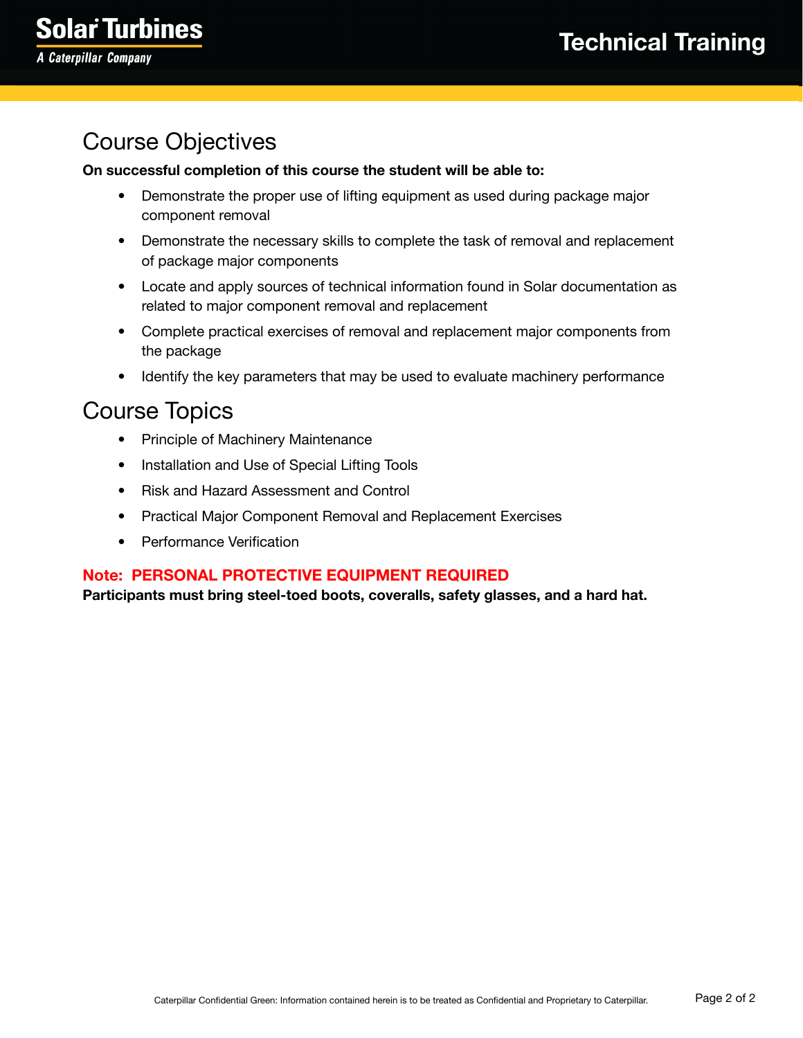## Course Objectives

**On successful completion of this course the student will be able to:**

- Demonstrate the proper use of lifting equipment as used during package major component removal
- Demonstrate the necessary skills to complete the task of removal and replacement of package major components
- Locate and apply sources of technical information found in Solar documentation as related to major component removal and replacement
- Complete practical exercises of removal and replacement major components from the package
- Identify the key parameters that may be used to evaluate machinery performance

## Course Topics

- Principle of Machinery Maintenance
- Installation and Use of Special Lifting Tools
- Risk and Hazard Assessment and Control
- Practical Major Component Removal and Replacement Exercises
- Performance Verification

**Note: PERSONAL PROTECTIVE EQUIPMENT REQUIRED**

**Participants must bring steel-toed boots, coveralls, safety glasses, and a hard hat.**